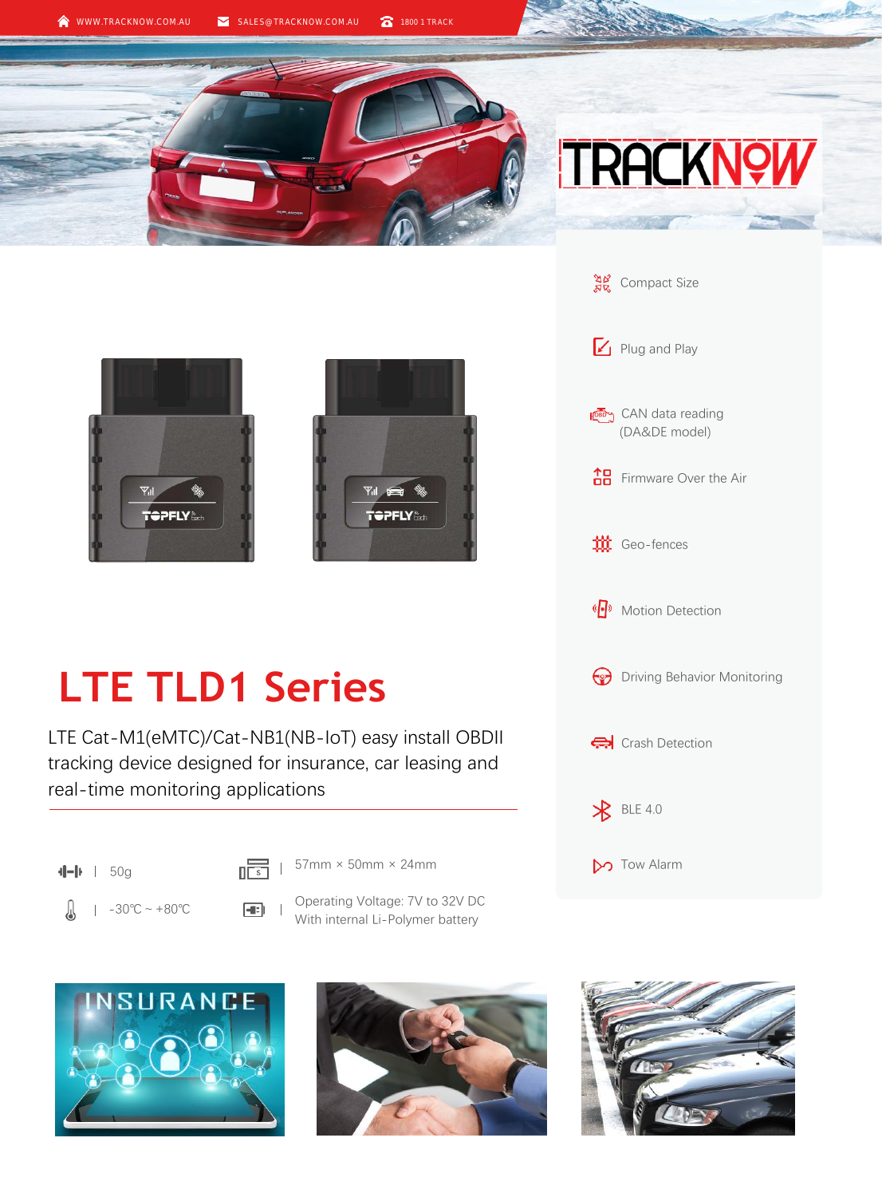WWW.TRACKNOW.COM.AU SALES@TRACKNOW.COM.AU 1800 1 TRACK

TRACKNOW

- Compact Size
- Plug and Play
- CAN data reading (DA&DE model)
- Firmware Over the Air
- Geo-fences
- Motion Detection
- Driving Behavior Monitoring
- Crash Detection
- BLE 4.0
- Tow Alarm

# LTE TLD1 Series

LTE Cat-M1(eMTC)/Cat-NB1(NB-IoT) easy install OBDII tracking device designed for insurance, car leasing and real-time monitoring applications

| | |
|---|---|
| 50g | 57mm × 50mm × 24mm |
| -30℃ ~ +80℃ | Operating Voltage: 7V to 32V DC<br>With internal Li-Polymer battery |

INSURANCE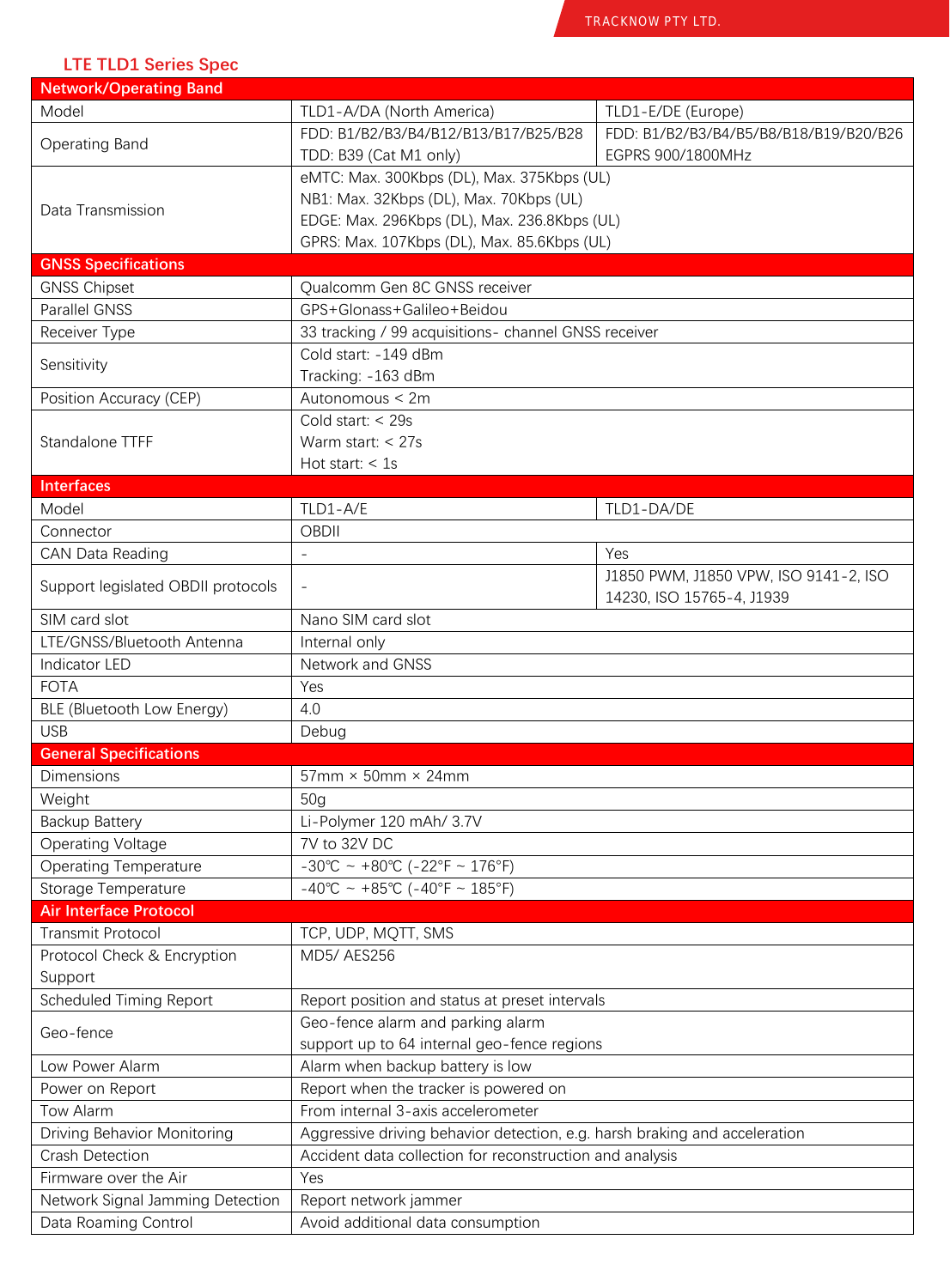## LTE TLD1 Series Spec

| | | |
|---|---|---|
| **Network/Operating Band** | | |
| Model | TLD1-A/DA (North America) | TLD1-E/DE (Europe) |
| Operating Band | FDD: B1/B2/B3/B4/B12/B13/B17/B25/B28<br>TDD: B39 (Cat M1 only) | FDD: B1/B2/B3/B4/B5/B8/B18/B19/B20/B26<br>EGPRS 900/1800MHz |
| Data Transmission | eMTC: Max. 300Kbps (DL), Max. 375Kbps (UL)<br>NB1: Max. 32Kbps (DL), Max. 70Kbps (UL)<br>EDGE: Max. 296Kbps (DL), Max. 236.8Kbps (UL)<br>GPRS: Max. 107Kbps (DL), Max. 85.6Kbps (UL) | |
| **GNSS Specifications** | | |
| GNSS Chipset | Qualcomm Gen 8C GNSS receiver | |
| Parallel GNSS | GPS+Glonass+Galileo+Beidou | |
| Receiver Type | 33 tracking / 99 acquisitions- channel GNSS receiver | |
| Sensitivity | Cold start: -149 dBm<br>Tracking: -163 dBm | |
| Position Accuracy (CEP) | Autonomous < 2m | |
| Standalone TTFF | Cold start: < 29s<br>Warm start: < 27s<br>Hot start: < 1s | |
| **Interfaces** | | |
| Model | TLD1-A/E | TLD1-DA/DE |
| Connector | OBDII | |
| CAN Data Reading | - | Yes |
| Support legislated OBDII protocols | - | J1850 PWM, J1850 VPW, ISO 9141-2, ISO 14230, ISO 15765-4, J1939 |
| SIM card slot | Nano SIM card slot | |
| LTE/GNSS/Bluetooth Antenna | Internal only | |
| Indicator LED | Network and GNSS | |
| FOTA | Yes | |
| BLE (Bluetooth Low Energy) | 4.0 | |
| USB | Debug | |
| **General Specifications** | | |
| Dimensions | 57mm × 50mm × 24mm | |
| Weight | 50g | |
| Backup Battery | Li-Polymer 120 mAh/ 3.7V | |
| Operating Voltage | 7V to 32V DC | |
| Operating Temperature | -30℃ ~ +80℃ (-22°F ~ 176°F) | |
| Storage Temperature | -40℃ ~ +85℃ (-40°F ~ 185°F) | |
| **Air Interface Protocol** | | |
| Transmit Protocol | TCP, UDP, MQTT, SMS | |
| Protocol Check & Encryption Support | MD5/ AES256 | |
| Scheduled Timing Report | Report position and status at preset intervals | |
| Geo-fence | Geo-fence alarm and parking alarm<br>support up to 64 internal geo-fence regions | |
| Low Power Alarm | Alarm when backup battery is low | |
| Power on Report | Report when the tracker is powered on | |
| Tow Alarm | From internal 3-axis accelerometer | |
| Driving Behavior Monitoring | Aggressive driving behavior detection, e.g. harsh braking and acceleration | |
| Crash Detection | Accident data collection for reconstruction and analysis | |
| Firmware over the Air | Yes | |
| Network Signal Jamming Detection | Report network jammer | |
| Data Roaming Control | Avoid additional data consumption | |